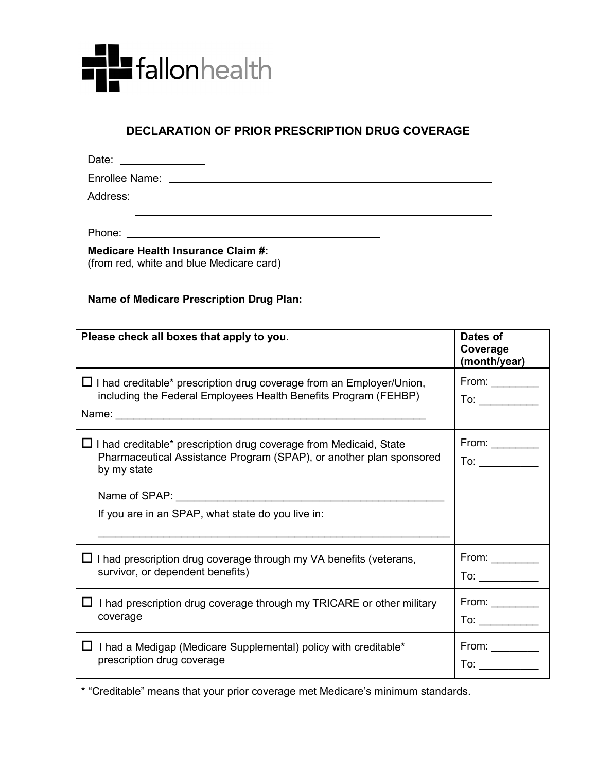fallonhealth

# DECLARATION OF PRIOR PRESCRIPTION DRUG COVERAGE

Date: ______________

Enrollee Name: ________________________________________________

Address: ________________________________________________

________________________________________________

Phone: ________________________________________

**Medicare Health Insurance Claim #:**
(from red, white and blue Medicare card)

________________________________________

**Name of Medicare Prescription Drug Plan:**

________________________________________

| **Please check all boxes that apply to you.** | **Dates of Coverage (month/year)** |
|---|---|
| ☐ I had creditable* prescription drug coverage from an Employer/Union, including the Federal Employees Health Benefits Program (FEHBP)<br>Name: ______________________________________________________ | From: ________<br>To: __________ |
| ☐ I had creditable* prescription drug coverage from Medicaid, State Pharmaceutical Assistance Program (SPAP), or another plan sponsored by my state<br>Name of SPAP: ______________________________________________<br>If you are in an SPAP, what state do you live in:<br>______________________________________________________________ | From: ________<br>To: __________ |
| ☐ I had prescription drug coverage through my VA benefits (veterans, survivor, or dependent benefits) | From: ________<br>To: __________ |
| ☐ I had prescription drug coverage through my TRICARE or other military coverage | From: ________<br>To: __________ |
| ☐ I had a Medigap (Medicare Supplemental) policy with creditable* prescription drug coverage | From: ________<br>To: __________ |

* "Creditable" means that your prior coverage met Medicare's minimum standards.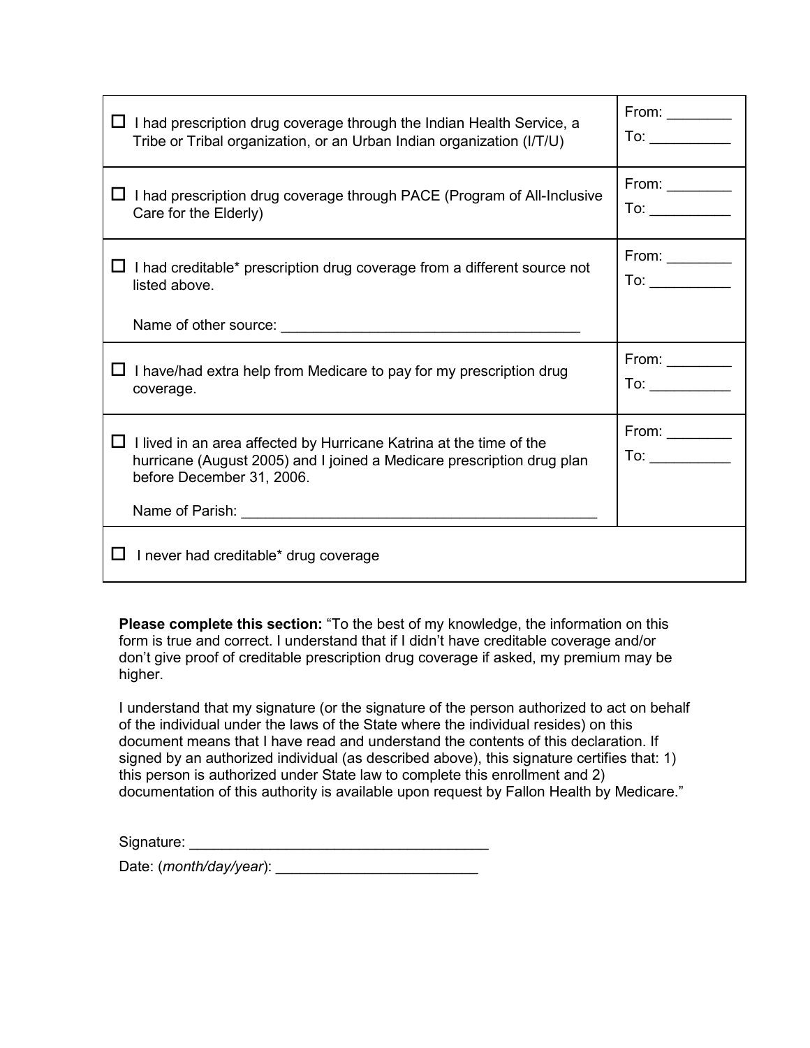| | |
|---|---|
| ☐ I had prescription drug coverage through the Indian Health Service, a Tribe or Tribal organization, or an Urban Indian organization (I/T/U) | From: ________<br>To: __________ |
| ☐ I had prescription drug coverage through PACE (Program of All-Inclusive Care for the Elderly) | From: ________<br>To: __________ |
| ☐ I had creditable* prescription drug coverage from a different source not listed above.<br><br>Name of other source: ______________________________________ | From: ________<br>To: __________ |
| ☐ I have/had extra help from Medicare to pay for my prescription drug coverage. | From: ________<br>To: __________ |
| ☐ I lived in an area affected by Hurricane Katrina at the time of the hurricane (August 2005) and I joined a Medicare prescription drug plan before December 31, 2006.<br><br>Name of Parish: _____________________________________________ | From: ________<br>To: __________ |
| ☐ I never had creditable* drug coverage | |

**Please complete this section:** "To the best of my knowledge, the information on this form is true and correct. I understand that if I didn't have creditable coverage and/or don't give proof of creditable prescription drug coverage if asked, my premium may be higher.

I understand that my signature (or the signature of the person authorized to act on behalf of the individual under the laws of the State where the individual resides) on this document means that I have read and understand the contents of this declaration. If signed by an authorized individual (as described above), this signature certifies that: 1) this person is authorized under State law to complete this enrollment and 2) documentation of this authority is available upon request by Fallon Health by Medicare."

Signature: ______________________________________

Date: (*month/day/year*): _________________________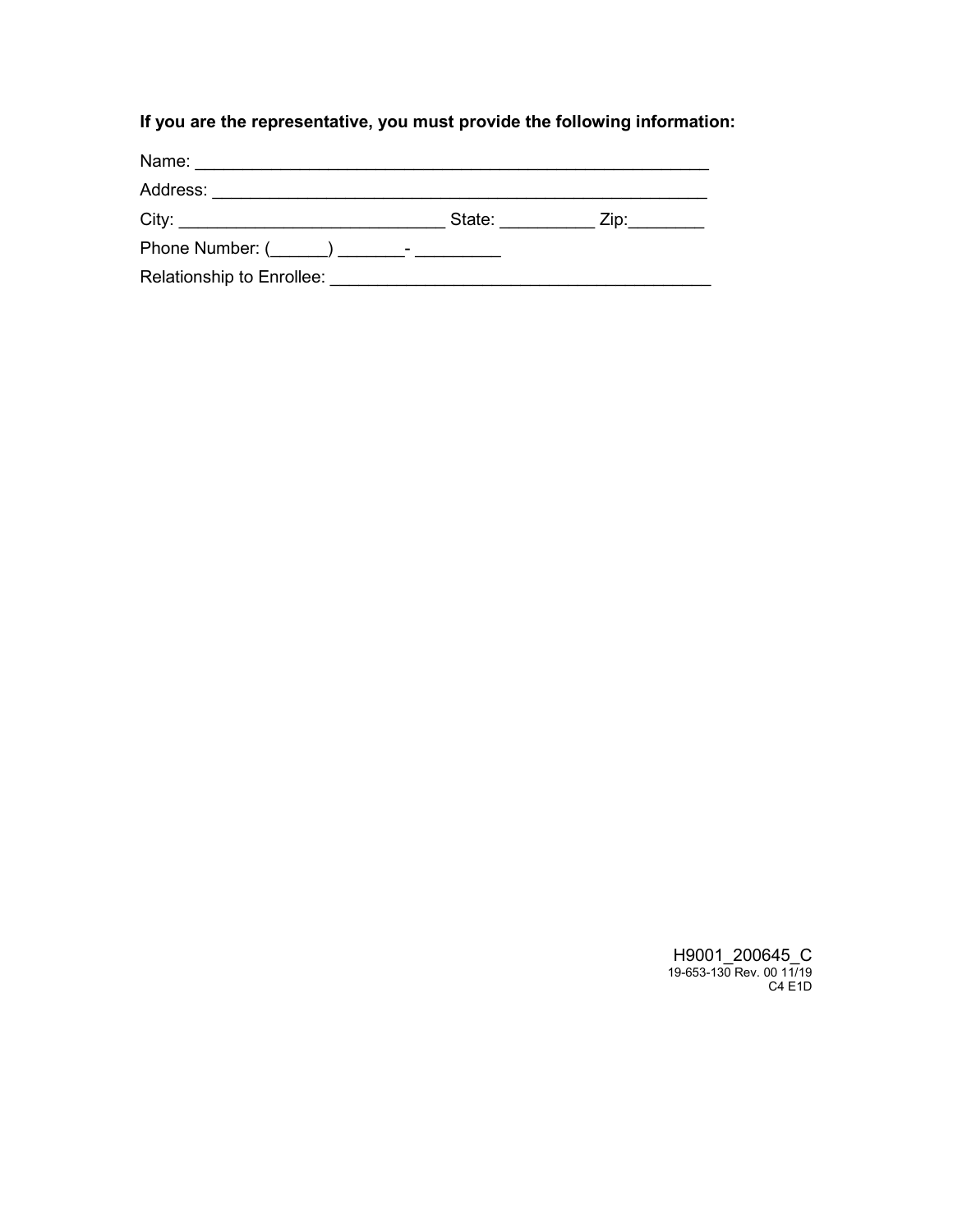**If you are the representative, you must provide the following information:**

Name: ______________________________________________________

Address: ____________________________________________________

City: ____________________________ State: __________ Zip:________

Phone Number: (______) _______- _________

Relationship to Enrollee: ________________________________________

H9001_200645_C
19-653-130 Rev. 00 11/19
C4 E1D